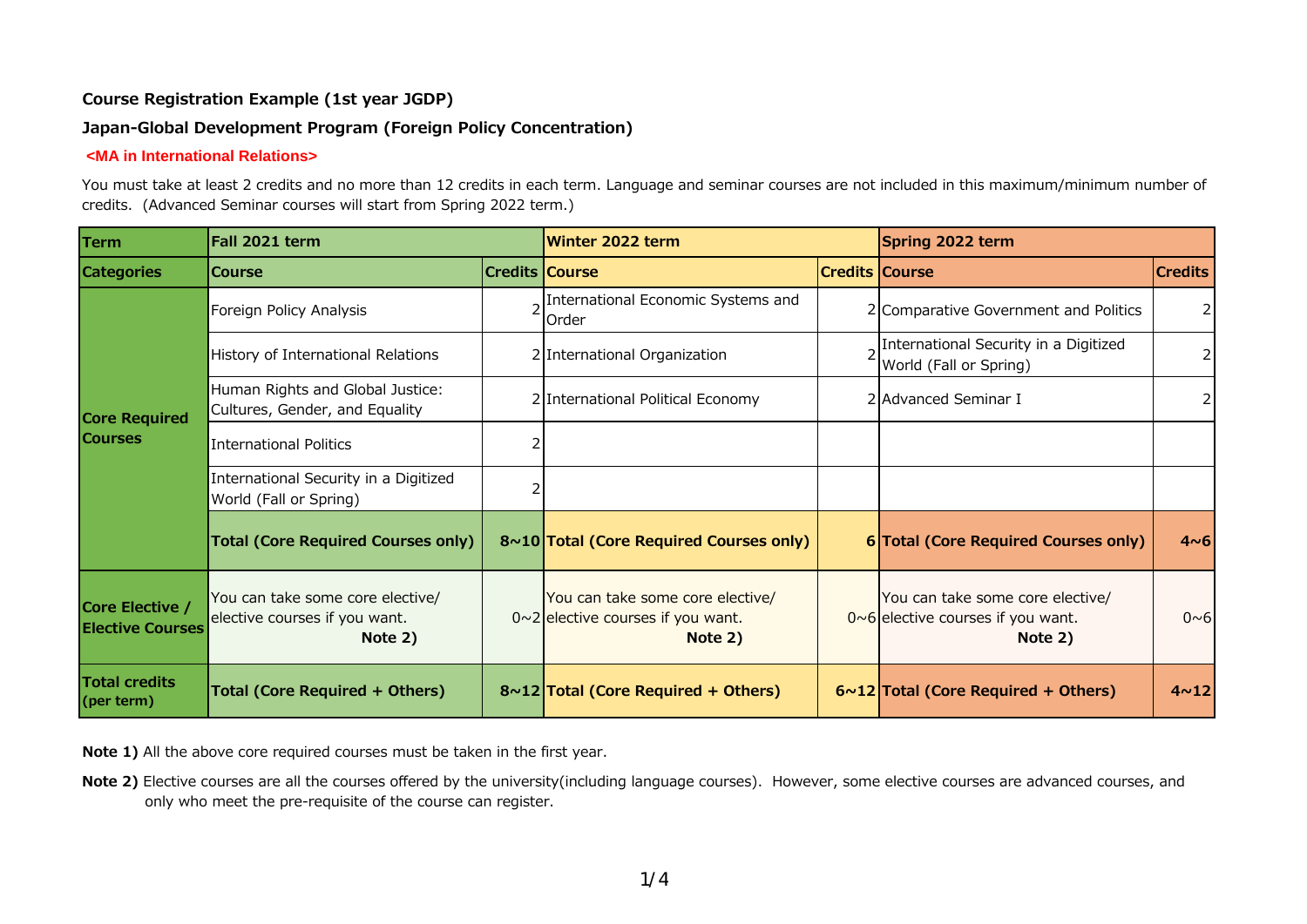**Course Registration Example (1st year JGDP)**

**Japan-Global Development Program (Foreign Policy Concentration)**

**<MA in International Relations>**

You must take at least 2 credits and no more than 12 credits in each term. Language and seminar courses are not included in this maximum/minimum number of credits. (Advanced Seminar courses will start from Spring 2022 term.)

| Term | Fall 2021 term | | Winter 2022 term | | Spring 2022 term | |
|---|---|---|---|---|---|---|
| Categories | Course | Credits | Course | Credits | Course | Credits |
| Core Required Courses | Foreign Policy Analysis | 2 | International Economic Systems and Order | 2 | Comparative Government and Politics | 2 |
| | History of International Relations | 2 | International Organization | 2 | International Security in a Digitized World (Fall or Spring) | 2 |
| | Human Rights and Global Justice: Cultures, Gender, and Equality | 2 | International Political Economy | 2 | Advanced Seminar I | 2 |
| | International Politics | 2 | | | | |
| | International Security in a Digitized World (Fall or Spring) | 2 | | | | |
| | **Total (Core Required Courses only)** | **8~10** | **Total (Core Required Courses only)** | **6** | **Total (Core Required Courses only)** | **4~6** |
| Core Elective / Elective Courses | You can take some core elective/ elective courses if you want. **Note 2)** | 0~2 | You can take some core elective/ elective courses if you want. **Note 2)** | 0~6 | You can take some core elective/ elective courses if you want. **Note 2)** | 0~6 |
| Total credits (per term) | **Total (Core Required + Others)** | **8~12** | **Total (Core Required + Others)** | **6~12** | **Total (Core Required + Others)** | **4~12** |

**Note 1)** All the above core required courses must be taken in the first year.

**Note 2)** Elective courses are all the courses offered by the university(including language courses). However, some elective courses are advanced courses, and only who meet the pre-requisite of the course can register.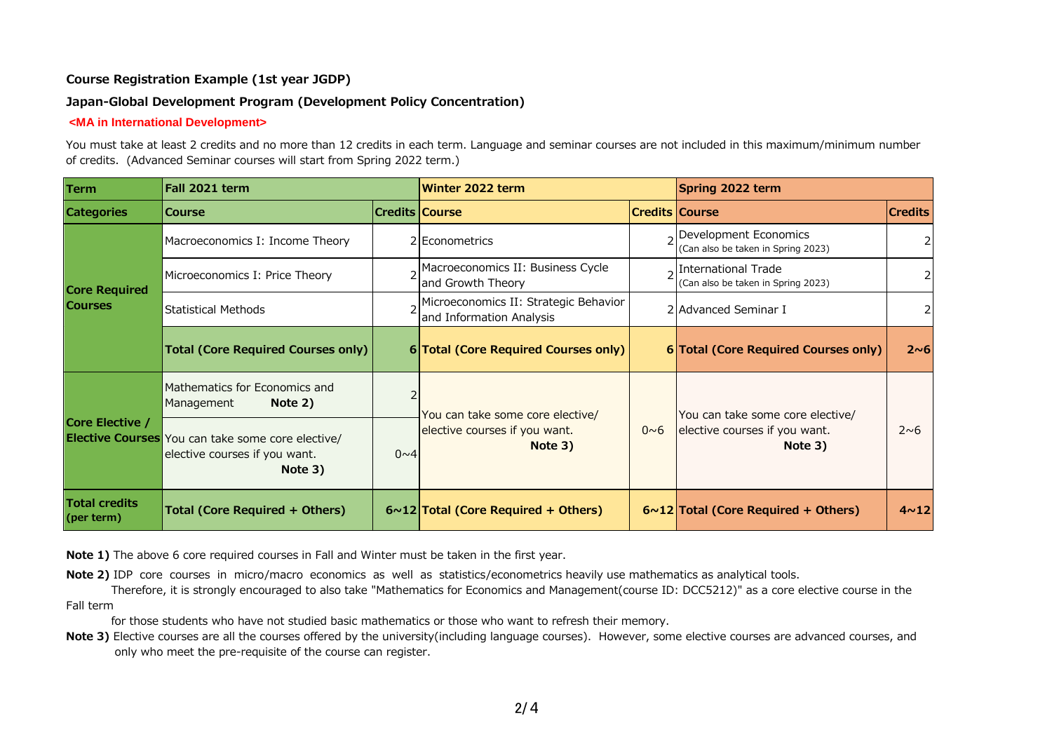**Course Registration Example (1st year JGDP)**

**Japan-Global Development Program (Development Policy Concentration)**

**<MA in International Development>**

You must take at least 2 credits and no more than 12 credits in each term. Language and seminar courses are not included in this maximum/minimum number of credits. (Advanced Seminar courses will start from Spring 2022 term.)

| Term | Fall 2021 term | | Winter 2022 term | | Spring 2022 term | |
|---|---|---|---|---|---|---|
| **Categories** | **Course** | **Credits** | **Course** | **Credits** | **Course** | **Credits** |
| **Core Required Courses** | Macroeconomics I: Income Theory | 2 | Econometrics | 2 | Development Economics (Can also be taken in Spring 2023) | 2 |
| | Microeconomics I: Price Theory | 2 | Macroeconomics II: Business Cycle and Growth Theory | 2 | International Trade (Can also be taken in Spring 2023) | 2 |
| | Statistical Methods | 2 | Microeconomics II: Strategic Behavior and Information Analysis | 2 | Advanced Seminar I | 2 |
| | **Total (Core Required Courses only)** | **6** | **Total (Core Required Courses only)** | **6** | **Total (Core Required Courses only)** | **2~6** |
| **Core Elective / Elective Courses** | Mathematics for Economics and Management **Note 2)** | 2 | You can take some core elective/ elective courses if you want. **Note 3)** | 0~6 | You can take some core elective/ elective courses if you want. **Note 3)** | 2~6 |
| | You can take some core elective/ elective courses if you want. **Note 3)** | 0~4 | | | | |
| **Total credits (per term)** | **Total (Core Required + Others)** | **6~12** | **Total (Core Required + Others)** | **6~12** | **Total (Core Required + Others)** | **4~12** |

**Note 1)** The above 6 core required courses in Fall and Winter must be taken in the first year.

**Note 2)** IDP core courses in micro/macro economics as well as statistics/econometrics heavily use mathematics as analytical tools. Therefore, it is strongly encouraged to also take "Mathematics for Economics and Management(course ID: DCC5212)" as a core elective course in the Fall term for those students who have not studied basic mathematics or those who want to refresh their memory.

**Note 3)** Elective courses are all the courses offered by the university(including language courses). However, some elective courses are advanced courses, and only who meet the pre-requisite of the course can register.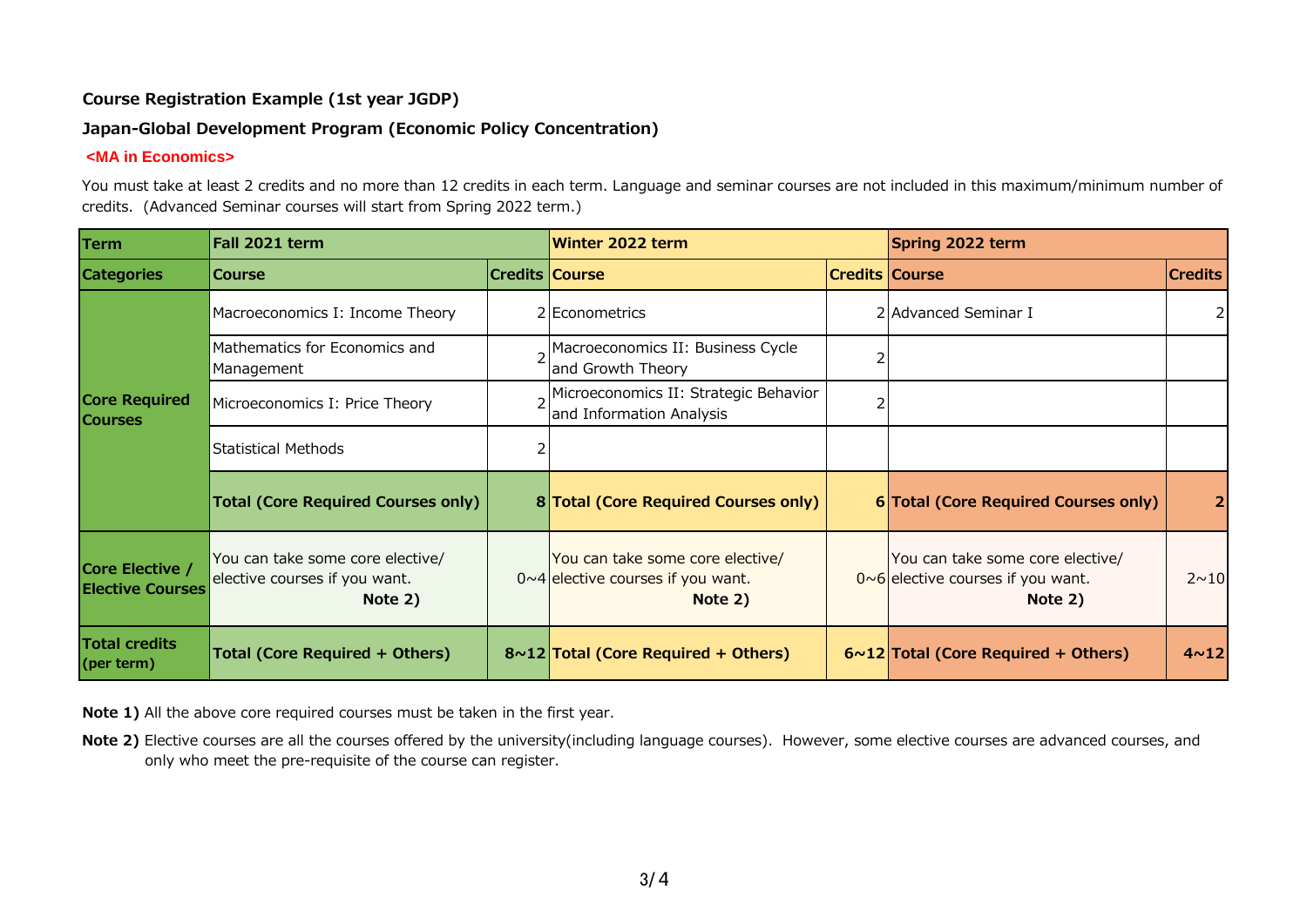**Course Registration Example (1st year JGDP)**

**Japan-Global Development Program (Economic Policy Concentration)**

**<MA in Economics>**

You must take at least 2 credits and no more than 12 credits in each term. Language and seminar courses are not included in this maximum/minimum number of credits. (Advanced Seminar courses will start from Spring 2022 term.)

| Term | Fall 2021 term | | Winter 2022 term | | Spring 2022 term | |
|---|---|---|---|---|---|---|
| **Categories** | **Course** | **Credits** | **Course** | **Credits** | **Course** | **Credits** |
| **Core Required Courses** | Macroeconomics I: Income Theory | 2 | Econometrics | 2 | Advanced Seminar I | 2 |
| | Mathematics for Economics and Management | 2 | Macroeconomics II: Business Cycle and Growth Theory | 2 | | |
| | Microeconomics I: Price Theory | 2 | Microeconomics II: Strategic Behavior and Information Analysis | 2 | | |
| | Statistical Methods | 2 | | | | |
| | **Total (Core Required Courses only)** | **8** | **Total (Core Required Courses only)** | **6** | **Total (Core Required Courses only)** | **2** |
| **Core Elective / Elective Courses** | You can take some core elective/ elective courses if you want. **Note 2)** | 0~4 | You can take some core elective/ elective courses if you want. **Note 2)** | 0~6 | You can take some core elective/ elective courses if you want. **Note 2)** | 2~10 |
| **Total credits (per term)** | **Total (Core Required + Others)** | **8~12** | **Total (Core Required + Others)** | **6~12** | **Total (Core Required + Others)** | **4~12** |

**Note 1)** All the above core required courses must be taken in the first year.

**Note 2)** Elective courses are all the courses offered by the university(including language courses). However, some elective courses are advanced courses, and only who meet the pre-requisite of the course can register.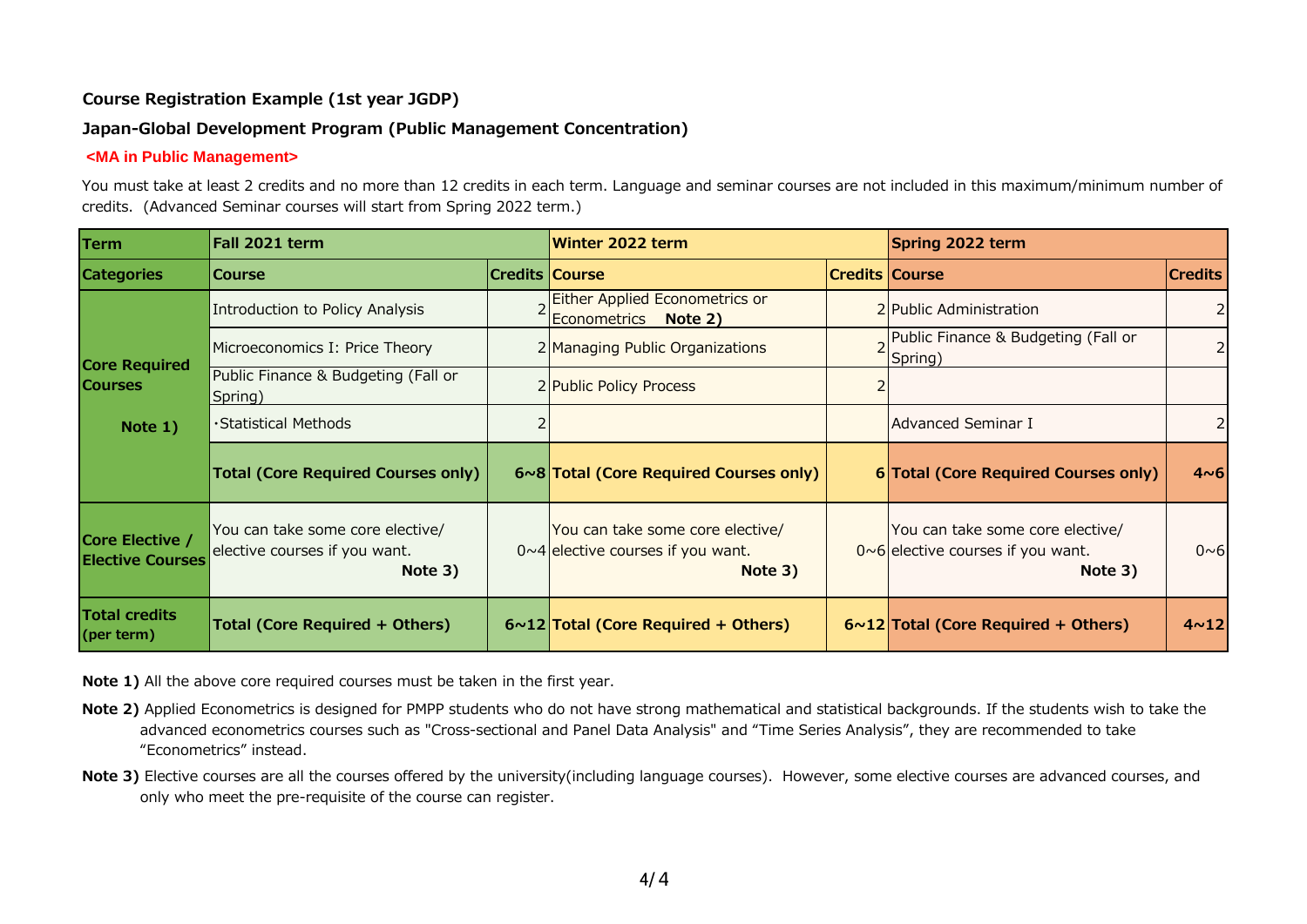**Course Registration Example (1st year JGDP)**

**Japan-Global Development Program (Public Management Concentration)**

**<MA in Public Management>**

You must take at least 2 credits and no more than 12 credits in each term. Language and seminar courses are not included in this maximum/minimum number of credits. (Advanced Seminar courses will start from Spring 2022 term.)

| Term | Fall 2021 term | | Winter 2022 term | | Spring 2022 term | |
|---|---|---|---|---|---|---|
| **Categories** | **Course** | **Credits** | **Course** | **Credits** | **Course** | **Credits** |
| **Core Required Courses**<br><br>**Note 1)** | Introduction to Policy Analysis | 2 | Either Applied Econometrics or Econometrics **Note 2)** | 2 | Public Administration | 2 |
| | Microeconomics I: Price Theory | 2 | Managing Public Organizations | 2 | Public Finance & Budgeting (Fall or Spring) | 2 |
| | Public Finance & Budgeting (Fall or Spring) | 2 | Public Policy Process | 2 | | |
| | ･Statistical Methods | 2 | | | Advanced Seminar I | 2 |
| | **Total (Core Required Courses only)** | **6~8** | **Total (Core Required Courses only)** | **6** | **Total (Core Required Courses only)** | **4~6** |
| **Core Elective / Elective Courses** | You can take some core elective/ elective courses if you want. **Note 3)** | 0~4 | You can take some core elective/ elective courses if you want. **Note 3)** | 0~6 | You can take some core elective/ elective courses if you want. **Note 3)** | 0~6 |
| **Total credits (per term)** | **Total (Core Required + Others)** | **6~12** | **Total (Core Required + Others)** | **6~12** | **Total (Core Required + Others)** | **4~12** |

**Note 1)** All the above core required courses must be taken in the first year.

**Note 2)** Applied Econometrics is designed for PMPP students who do not have strong mathematical and statistical backgrounds. If the students wish to take the advanced econometrics courses such as "Cross-sectional and Panel Data Analysis" and “Time Series Analysis”, they are recommended to take “Econometrics” instead.

**Note 3)** Elective courses are all the courses offered by the university(including language courses). However, some elective courses are advanced courses, and only who meet the pre-requisite of the course can register.